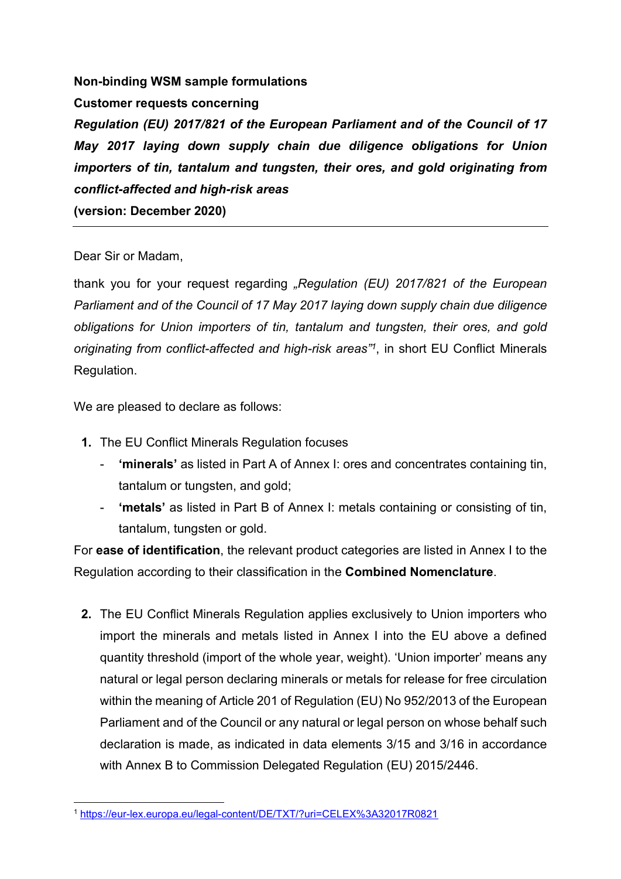**Non-binding WSM sample formulations**

**Customer requests concerning**

***Regulation (EU) 2017/821 of the European Parliament and of the Council of 17 May 2017 laying down supply chain due diligence obligations for Union importers of tin, tantalum and tungsten, their ores, and gold originating from conflict-affected and high-risk areas***

**(version: December 2020)**

---

Dear Sir or Madam,

thank you for your request regarding *„Regulation (EU) 2017/821 of the European Parliament and of the Council of 17 May 2017 laying down supply chain due diligence obligations for Union importers of tin, tantalum and tungsten, their ores, and gold originating from conflict-affected and high-risk areas"*[1], in short EU Conflict Minerals Regulation.

We are pleased to declare as follows:

1. The EU Conflict Minerals Regulation focuses
   - **'minerals'** as listed in Part A of Annex I: ores and concentrates containing tin, tantalum or tungsten, and gold;
   - **'metals'** as listed in Part B of Annex I: metals containing or consisting of tin, tantalum, tungsten or gold.

For **ease of identification**, the relevant product categories are listed in Annex I to the Regulation according to their classification in the **Combined Nomenclature**.

2. The EU Conflict Minerals Regulation applies exclusively to Union importers who import the minerals and metals listed in Annex I into the EU above a defined quantity threshold (import of the whole year, weight). 'Union importer' means any natural or legal person declaring minerals or metals for release for free circulation within the meaning of Article 201 of Regulation (EU) No 952/2013 of the European Parliament and of the Council or any natural or legal person on whose behalf such declaration is made, as indicated in data elements 3/15 and 3/16 in accordance with Annex B to Commission Delegated Regulation (EU) 2015/2446.

---

[1] https://eur-lex.europa.eu/legal-content/DE/TXT/?uri=CELEX%3A32017R0821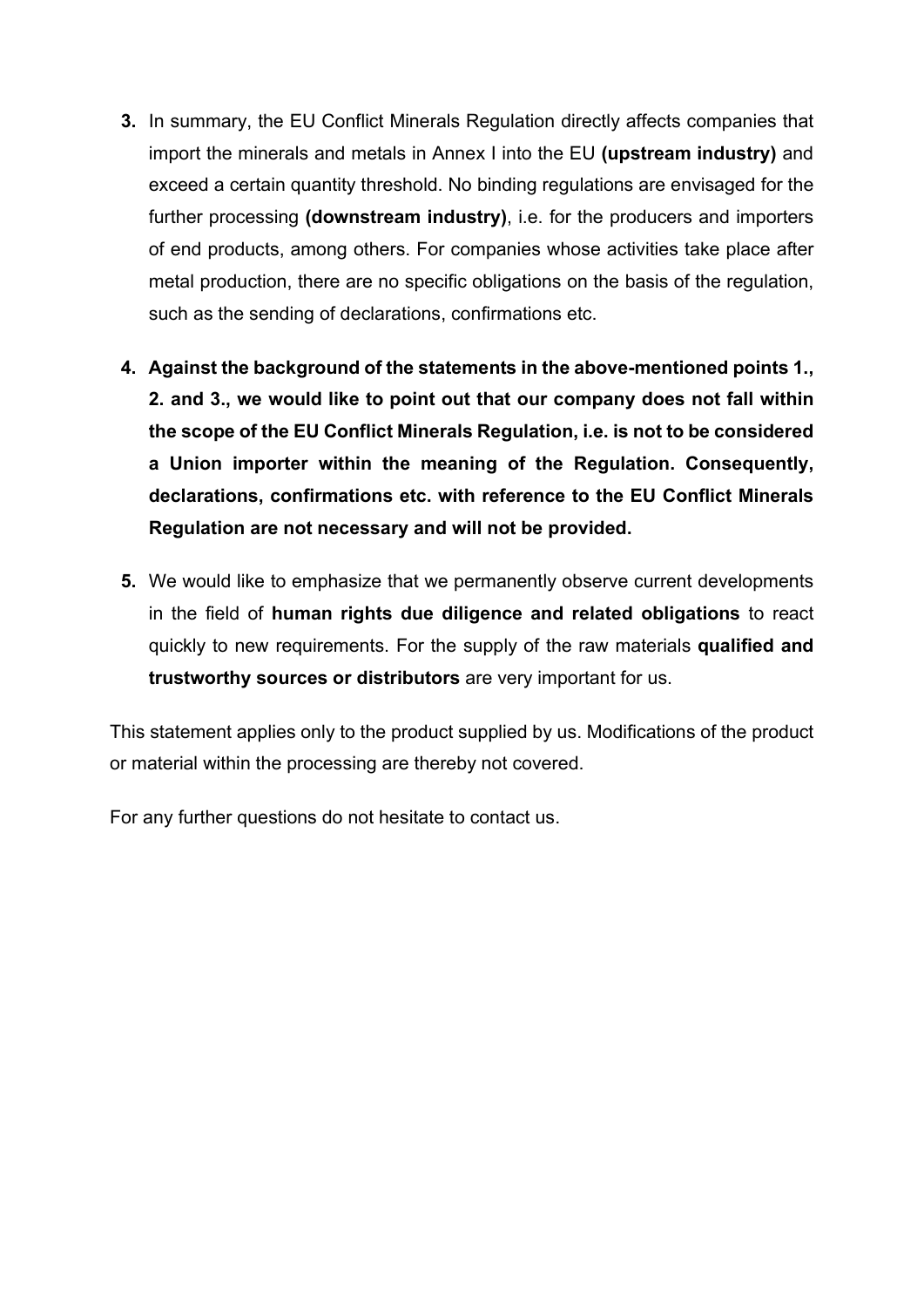3. In summary, the EU Conflict Minerals Regulation directly affects companies that import the minerals and metals in Annex I into the EU **(upstream industry)** and exceed a certain quantity threshold. No binding regulations are envisaged for the further processing **(downstream industry)**, i.e. for the producers and importers of end products, among others. For companies whose activities take place after metal production, there are no specific obligations on the basis of the regulation, such as the sending of declarations, confirmations etc.

4. **Against the background of the statements in the above-mentioned points 1., 2. and 3., we would like to point out that our company does not fall within the scope of the EU Conflict Minerals Regulation, i.e. is not to be considered a Union importer within the meaning of the Regulation. Consequently, declarations, confirmations etc. with reference to the EU Conflict Minerals Regulation are not necessary and will not be provided.**

5. We would like to emphasize that we permanently observe current developments in the field of **human rights due diligence and related obligations** to react quickly to new requirements. For the supply of the raw materials **qualified and trustworthy sources or distributors** are very important for us.

This statement applies only to the product supplied by us. Modifications of the product or material within the processing are thereby not covered.

For any further questions do not hesitate to contact us.